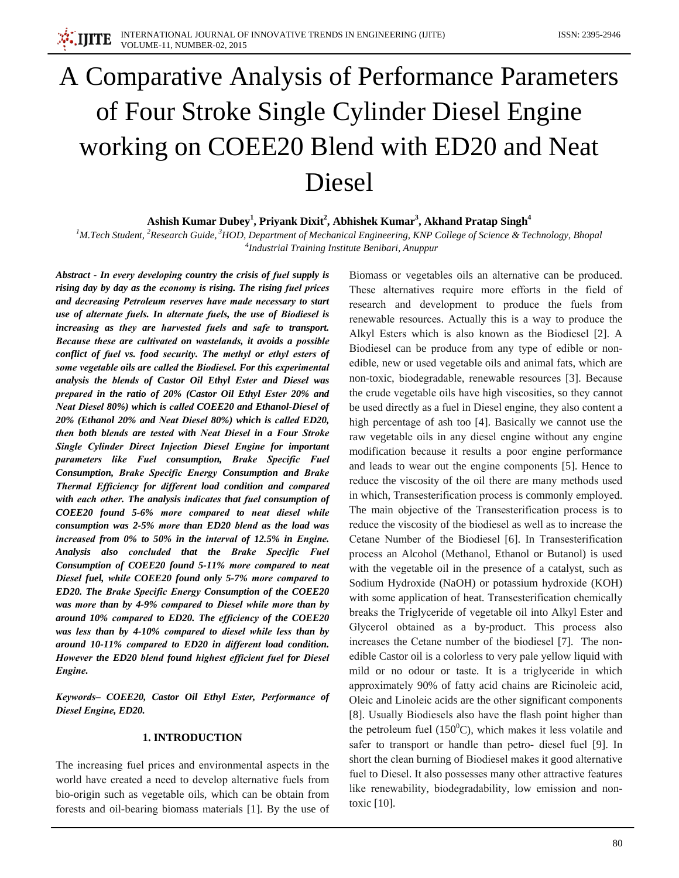# A Comparative Analysis of Performance Parameters of Four Stroke Single Cylinder Diesel Engine working on COEE20 Blend with ED20 and Neat Diesel

**Ashish Kumar Dubey[1], Priyank Dixit[2], Abhishek Kumar[3], Akhand Pratap Singh[4]**

*[1]M.Tech Student, [2]Research Guide, [3]HOD, Department of Mechanical Engineering, KNP College of Science & Technology, Bhopal*
*[4]Industrial Training Institute Benibari, Anuppur*

***Abstract - In every developing country the crisis of fuel supply is rising day by day as the economy is rising. The rising fuel prices and decreasing Petroleum reserves have made necessary to start use of alternate fuels. In alternate fuels, the use of Biodiesel is increasing as they are harvested fuels and safe to transport. Because these are cultivated on wastelands, it avoids a possible conflict of fuel vs. food security. The methyl or ethyl esters of some vegetable oils are called the Biodiesel. For this experimental analysis the blends of Castor Oil Ethyl Ester and Diesel was prepared in the ratio of 20% (Castor Oil Ethyl Ester 20% and Neat Diesel 80%) which is called COEE20 and Ethanol-Diesel of 20% (Ethanol 20% and Neat Diesel 80%) which is called ED20, then both blends are tested with Neat Diesel in a Four Stroke Single Cylinder Direct Injection Diesel Engine for important parameters like Fuel consumption, Brake Specific Fuel Consumption, Brake Specific Energy Consumption and Brake Thermal Efficiency for different load condition and compared with each other. The analysis indicates that fuel consumption of COEE20 found 5-6% more compared to neat diesel while consumption was 2-5% more than ED20 blend as the load was increased from 0% to 50% in the interval of 12.5% in Engine. Analysis also concluded that the Brake Specific Fuel Consumption of COEE20 found 5-11% more compared to neat Diesel fuel, while COEE20 found only 5-7% more compared to ED20. The Brake Specific Energy Consumption of the COEE20 was more than by 4-9% compared to Diesel while more than by around 10% compared to ED20. The efficiency of the COEE20 was less than by 4-10% compared to diesel while less than by around 10-11% compared to ED20 in different load condition. However the ED20 blend found highest efficient fuel for Diesel Engine.***

***Keywords– COEE20, Castor Oil Ethyl Ester, Performance of Diesel Engine, ED20.***

## 1. INTRODUCTION

The increasing fuel prices and environmental aspects in the world have created a need to develop alternative fuels from bio-origin such as vegetable oils, which can be obtain from forests and oil-bearing biomass materials [1]. By the use of Biomass or vegetables oils an alternative can be produced. These alternatives require more efforts in the field of research and development to produce the fuels from renewable resources. Actually this is a way to produce the Alkyl Esters which is also known as the Biodiesel [2]. A Biodiesel can be produce from any type of edible or non-edible, new or used vegetable oils and animal fats, which are non-toxic, biodegradable, renewable resources [3]. Because the crude vegetable oils have high viscosities, so they cannot be used directly as a fuel in Diesel engine, they also content a high percentage of ash too [4]. Basically we cannot use the raw vegetable oils in any diesel engine without any engine modification because it results a poor engine performance and leads to wear out the engine components [5]. Hence to reduce the viscosity of the oil there are many methods used in which, Transesterification process is commonly employed. The main objective of the Transesterification process is to reduce the viscosity of the biodiesel as well as to increase the Cetane Number of the Biodiesel [6]. In Transesterification process an Alcohol (Methanol, Ethanol or Butanol) is used with the vegetable oil in the presence of a catalyst, such as Sodium Hydroxide (NaOH) or potassium hydroxide (KOH) with some application of heat. Transesterification chemically breaks the Triglyceride of vegetable oil into Alkyl Ester and Glycerol obtained as a by-product. This process also increases the Cetane number of the biodiesel [7]. The non-edible Castor oil is a colorless to very pale yellow liquid with mild or no odour or taste. It is a triglyceride in which approximately 90% of fatty acid chains are Ricinoleic acid, Oleic and Linoleic acids are the other significant components [8]. Usually Biodiesels also have the flash point higher than the petroleum fuel ($150^0$C), which makes it less volatile and safer to transport or handle than petro- diesel fuel [9]. In short the clean burning of Biodiesel makes it good alternative fuel to Diesel. It also possesses many other attractive features like renewability, biodegradability, low emission and non-toxic [10].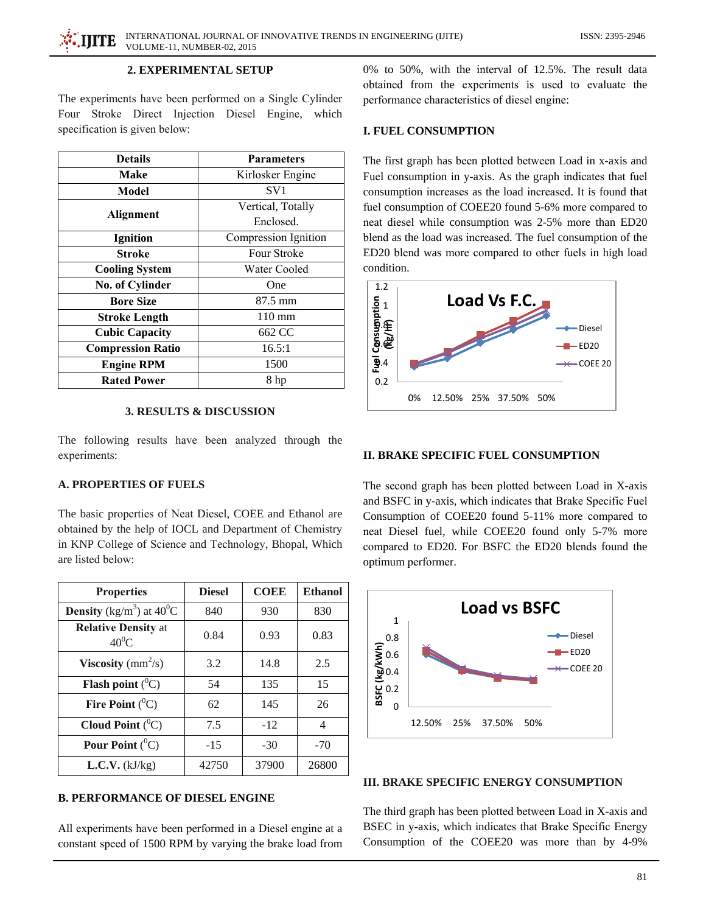## 2. EXPERIMENTAL SETUP

The experiments have been performed on a Single Cylinder Four Stroke Direct Injection Diesel Engine, which specification is given below:

| Details | Parameters |
|---|---|
| Make | Kirlosker Engine |
| Model | SV1 |
| Alignment | Vertical, Totally Enclosed. |
| Ignition | Compression Ignition |
| Stroke | Four Stroke |
| Cooling System | Water Cooled |
| No. of Cylinder | One |
| Bore Size | 87.5 mm |
| Stroke Length | 110 mm |
| Cubic Capacity | 662 CC |
| Compression Ratio | 16.5:1 |
| Engine RPM | 1500 |
| Rated Power | 8 hp |

## 3. RESULTS & DISCUSSION

The following results have been analyzed through the experiments:

### A. PROPERTIES OF FUELS

The basic properties of Neat Diesel, COEE and Ethanol are obtained by the help of IOCL and Department of Chemistry in KNP College of Science and Technology, Bhopal, Which are listed below:

| Properties | Diesel | COEE | Ethanol |
|---|---|---|---|
| **Density** (kg/m$^3$) at 40$^0$C | 840 | 930 | 830 |
| **Relative Density** at 40$^0$C | 0.84 | 0.93 | 0.83 |
| **Viscosity** (mm$^2$/s) | 3.2 | 14.8 | 2.5 |
| **Flash point** ($^0$C) | 54 | 135 | 15 |
| **Fire Point** ($^0$C) | 62 | 145 | 26 |
| **Cloud Point** ($^0$C) | 7.5 | -12 | 4 |
| **Pour Point** ($^0$C) | -15 | -30 | -70 |
| **L.C.V.** (kJ/kg) | 42750 | 37900 | 26800 |

### B. PERFORMANCE OF DIESEL ENGINE

All experiments have been performed in a Diesel engine at a constant speed of 1500 RPM by varying the brake load from 0% to 50%, with the interval of 12.5%. The result data obtained from the experiments is used to evaluate the performance characteristics of diesel engine:

### I. FUEL CONSUMPTION

The first graph has been plotted between Load in x-axis and Fuel consumption in y-axis. As the graph indicates that fuel consumption increases as the load increased. It is found that fuel consumption of COEE20 found 5-6% more compared to neat diesel while consumption was 2-5% more than ED20 blend as the load was increased. The fuel consumption of the ED20 blend was more compared to other fuels in high load condition.

### II. BRAKE SPECIFIC FUEL CONSUMPTION

The second graph has been plotted between Load in X-axis and BSFC in y-axis, which indicates that Brake Specific Fuel Consumption of COEE20 found 5-11% more compared to neat Diesel fuel, while COEE20 found only 5-7% more compared to ED20. For BSFC the ED20 blends found the optimum performer.

### III. BRAKE SPECIFIC ENERGY CONSUMPTION

The third graph has been plotted between Load in X-axis and BSEC in y-axis, which indicates that Brake Specific Energy Consumption of the COEE20 was more than by 4-9%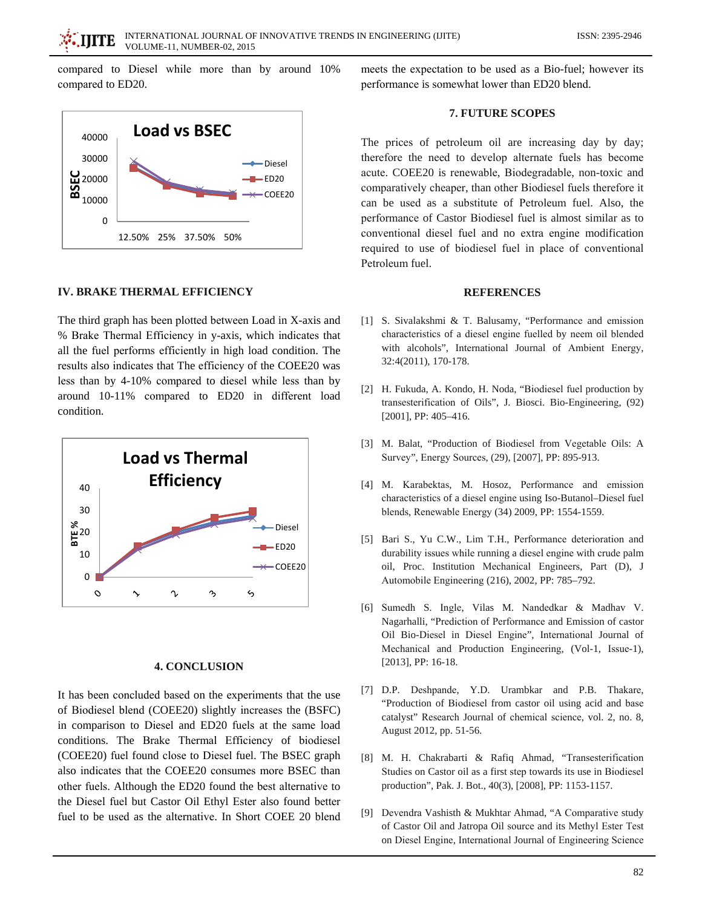compared to Diesel while more than by around 10% compared to ED20.

## IV. BRAKE THERMAL EFFICIENCY

The third graph has been plotted between Load in X-axis and % Brake Thermal Efficiency in y-axis, which indicates that all the fuel performs efficiently in high load condition. The results also indicates that The efficiency of the COEE20 was less than by 4-10% compared to diesel while less than by around 10-11% compared to ED20 in different load condition.

## 4. CONCLUSION

It has been concluded based on the experiments that the use of Biodiesel blend (COEE20) slightly increases the (BSFC) in comparison to Diesel and ED20 fuels at the same load conditions. The Brake Thermal Efficiency of biodiesel (COEE20) fuel found close to Diesel fuel. The BSEC graph also indicates that the COEE20 consumes more BSEC than other fuels. Although the ED20 found the best alternative to the Diesel fuel but Castor Oil Ethyl Ester also found better fuel to be used as the alternative. In Short COEE 20 blend meets the expectation to be used as a Bio-fuel; however its performance is somewhat lower than ED20 blend.

## 7. FUTURE SCOPES

The prices of petroleum oil are increasing day by day; therefore the need to develop alternate fuels has become acute. COEE20 is renewable, Biodegradable, non-toxic and comparatively cheaper, than other Biodiesel fuels therefore it can be used as a substitute of Petroleum fuel. Also, the performance of Castor Biodiesel fuel is almost similar as to conventional diesel fuel and no extra engine modification required to use of biodiesel fuel in place of conventional Petroleum fuel.

## REFERENCES

[1] S. Sivalakshmi & T. Balusamy, "Performance and emission characteristics of a diesel engine fuelled by neem oil blended with alcohols", International Journal of Ambient Energy, 32:4(2011), 170-178.

[2] H. Fukuda, A. Kondo, H. Noda, "Biodiesel fuel production by transesterification of Oils", J. Biosci. Bio-Engineering, (92) [2001], PP: 405–416.

[3] M. Balat, "Production of Biodiesel from Vegetable Oils: A Survey", Energy Sources, (29), [2007], PP: 895-913.

[4] M. Karabektas, M. Hosoz, Performance and emission characteristics of a diesel engine using Iso-Butanol–Diesel fuel blends, Renewable Energy (34) 2009, PP: 1554-1559.

[5] Bari S., Yu C.W., Lim T.H., Performance deterioration and durability issues while running a diesel engine with crude palm oil, Proc. Institution Mechanical Engineers, Part (D), J Automobile Engineering (216), 2002, PP: 785–792.

[6] Sumedh S. Ingle, Vilas M. Nandedkar & Madhav V. Nagarhalli, "Prediction of Performance and Emission of castor Oil Bio-Diesel in Diesel Engine", International Journal of Mechanical and Production Engineering, (Vol-1, Issue-1), [2013], PP: 16-18.

[7] D.P. Deshpande, Y.D. Urambkar and P.B. Thakare, "Production of Biodiesel from castor oil using acid and base catalyst" Research Journal of chemical science, vol. 2, no. 8, August 2012, pp. 51-56.

[8] M. H. Chakrabarti & Rafiq Ahmad, "Transesterification Studies on Castor oil as a first step towards its use in Biodiesel production", Pak. J. Bot., 40(3), [2008], PP: 1153-1157.

[9] Devendra Vashisth & Mukhtar Ahmad, "A Comparative study of Castor Oil and Jatropa Oil source and its Methyl Ester Test on Diesel Engine, International Journal of Engineering Science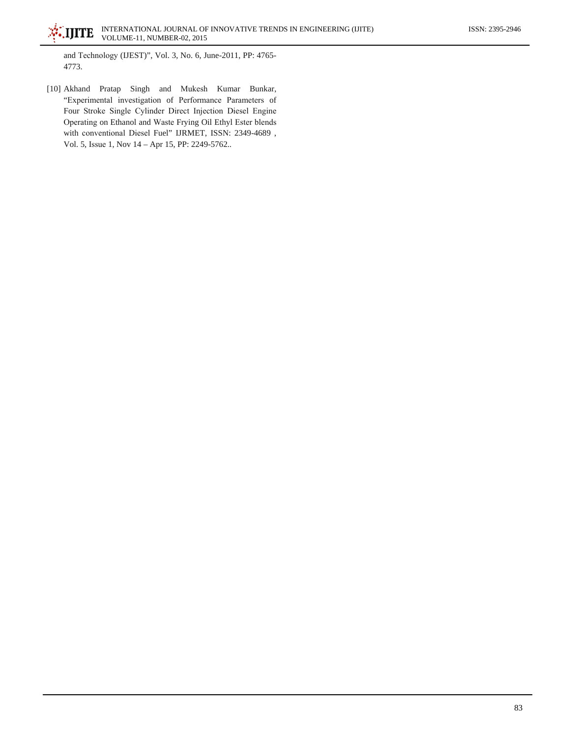and Technology (IJEST)", Vol. 3, No. 6, June-2011, PP: 4765-4773.

[10] Akhand Pratap Singh and Mukesh Kumar Bunkar, "Experimental investigation of Performance Parameters of Four Stroke Single Cylinder Direct Injection Diesel Engine Operating on Ethanol and Waste Frying Oil Ethyl Ester blends with conventional Diesel Fuel" IJRMET, ISSN: 2349-4689 , Vol. 5, Issue 1, Nov 14 – Apr 15, PP: 2249-5762..